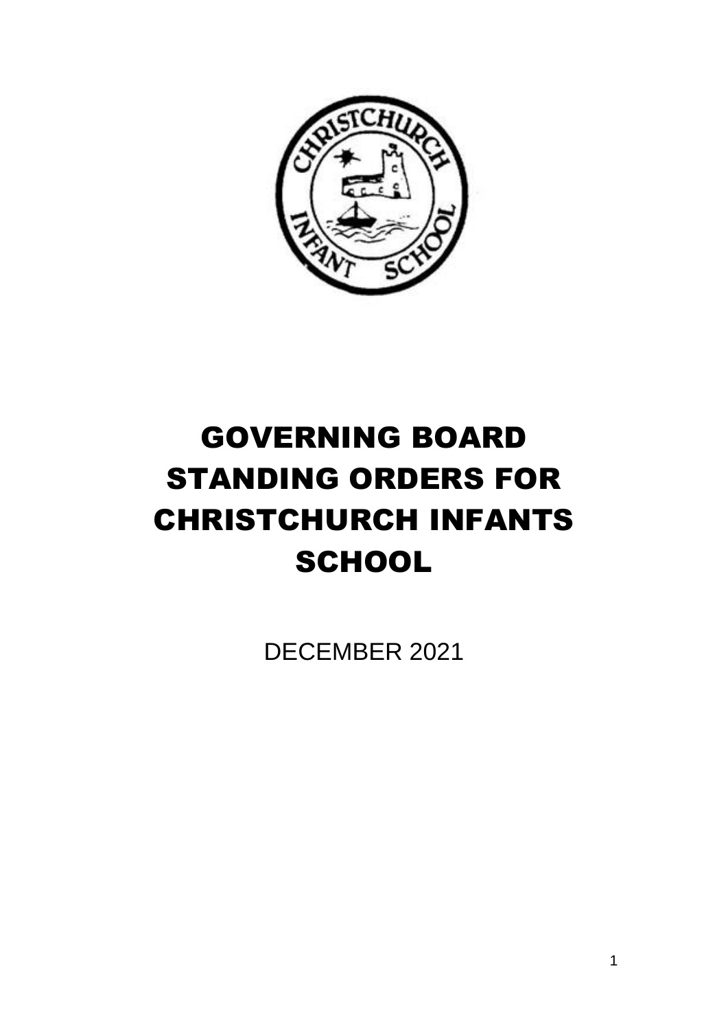# GOVERNING BOARD STANDING ORDERS FOR CHRISTCHURCH INFANTS SCHOOL

DECEMBER 2021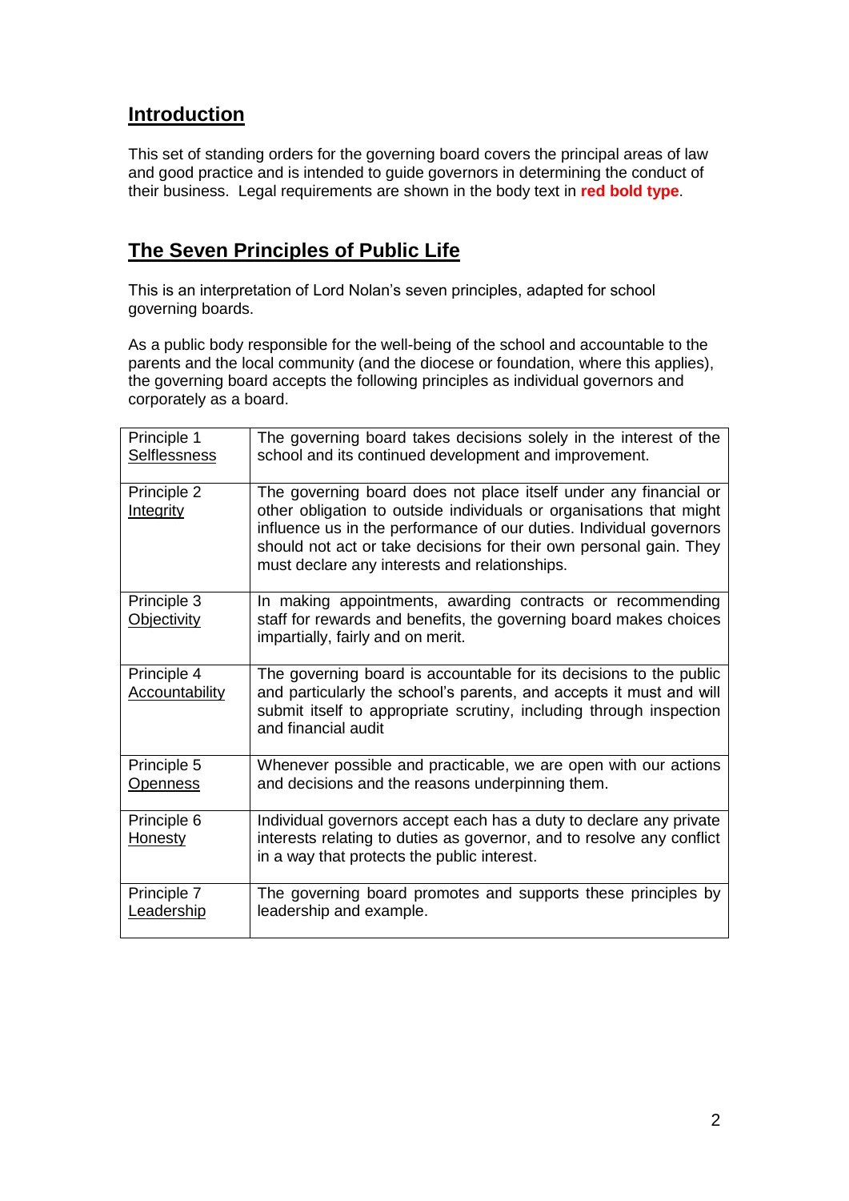## Introduction

This set of standing orders for the governing board covers the principal areas of law and good practice and is intended to guide governors in determining the conduct of their business. Legal requirements are shown in the body text in **red bold type**.

## The Seven Principles of Public Life

This is an interpretation of Lord Nolan's seven principles, adapted for school governing boards.

As a public body responsible for the well-being of the school and accountable to the parents and the local community (and the diocese or foundation, where this applies), the governing board accepts the following principles as individual governors and corporately as a board.

| | |
|---|---|
| Principle 1<br>Selflessness | The governing board takes decisions solely in the interest of the school and its continued development and improvement. |
| Principle 2<br>Integrity | The governing board does not place itself under any financial or other obligation to outside individuals or organisations that might influence us in the performance of our duties. Individual governors should not act or take decisions for their own personal gain. They must declare any interests and relationships. |
| Principle 3<br>Objectivity | In making appointments, awarding contracts or recommending staff for rewards and benefits, the governing board makes choices impartially, fairly and on merit. |
| Principle 4<br>Accountability | The governing board is accountable for its decisions to the public and particularly the school's parents, and accepts it must and will submit itself to appropriate scrutiny, including through inspection and financial audit |
| Principle 5<br>Openness | Whenever possible and practicable, we are open with our actions and decisions and the reasons underpinning them. |
| Principle 6<br>Honesty | Individual governors accept each has a duty to declare any private interests relating to duties as governor, and to resolve any conflict in a way that protects the public interest. |
| Principle 7<br>Leadership | The governing board promotes and supports these principles by leadership and example. |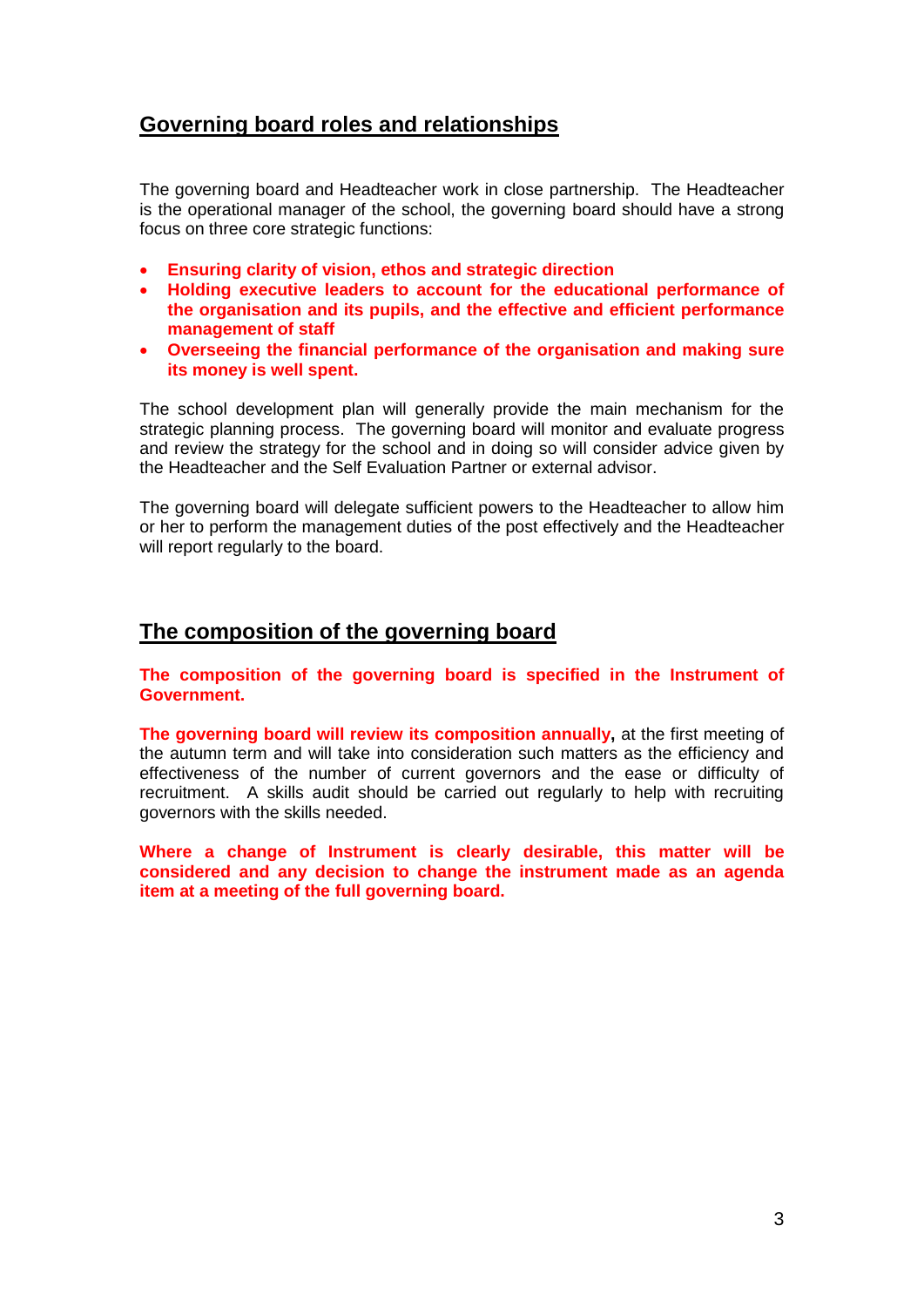## Governing board roles and relationships

The governing board and Headteacher work in close partnership. The Headteacher is the operational manager of the school, the governing board should have a strong focus on three core strategic functions:

- **Ensuring clarity of vision, ethos and strategic direction**
- **Holding executive leaders to account for the educational performance of the organisation and its pupils, and the effective and efficient performance management of staff**
- **Overseeing the financial performance of the organisation and making sure its money is well spent.**

The school development plan will generally provide the main mechanism for the strategic planning process. The governing board will monitor and evaluate progress and review the strategy for the school and in doing so will consider advice given by the Headteacher and the Self Evaluation Partner or external advisor.

The governing board will delegate sufficient powers to the Headteacher to allow him or her to perform the management duties of the post effectively and the Headteacher will report regularly to the board.

## The composition of the governing board

**The composition of the governing board is specified in the Instrument of Government.**

**The governing board will review its composition annually,** at the first meeting of the autumn term and will take into consideration such matters as the efficiency and effectiveness of the number of current governors and the ease or difficulty of recruitment. A skills audit should be carried out regularly to help with recruiting governors with the skills needed.

**Where a change of Instrument is clearly desirable, this matter will be considered and any decision to change the instrument made as an agenda item at a meeting of the full governing board.**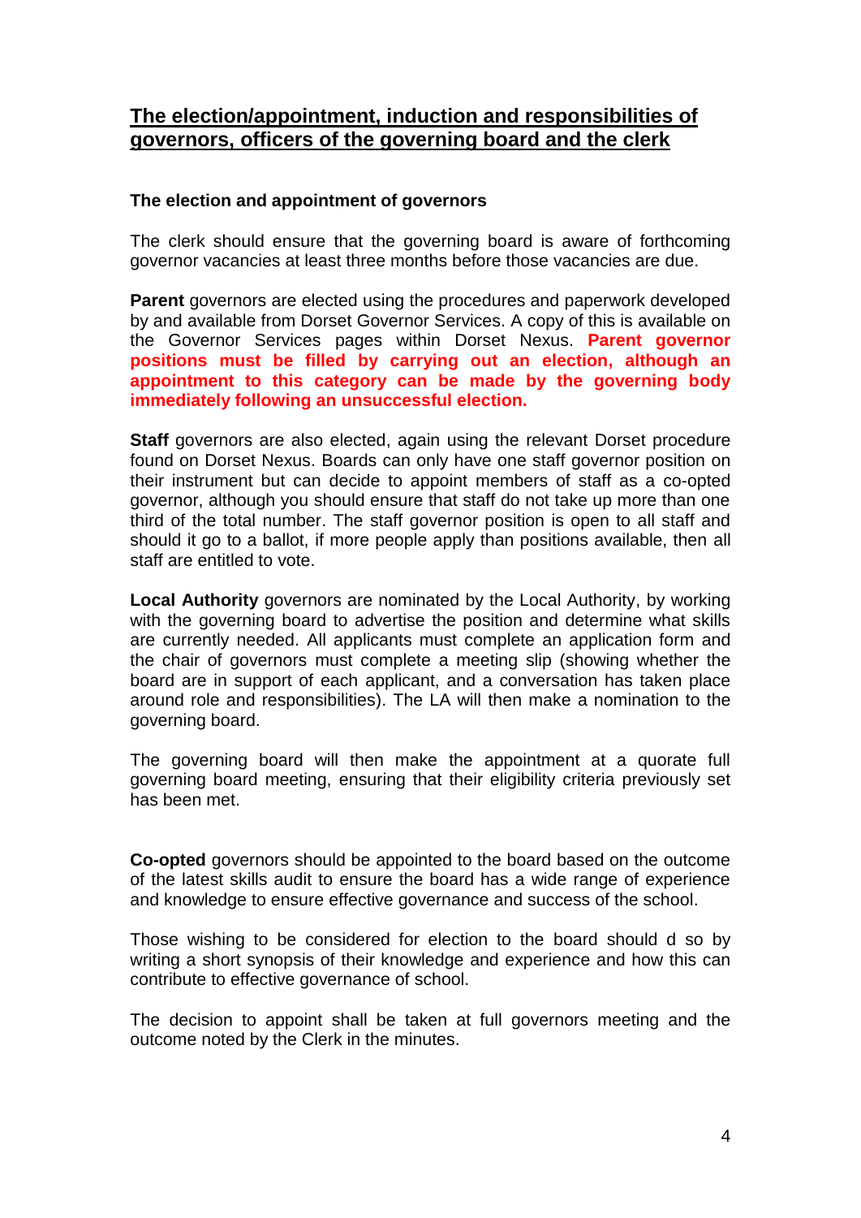## The election/appointment, induction and responsibilities of governors, officers of the governing board and the clerk

### The election and appointment of governors

The clerk should ensure that the governing board is aware of forthcoming governor vacancies at least three months before those vacancies are due.

**Parent** governors are elected using the procedures and paperwork developed by and available from Dorset Governor Services. A copy of this is available on the Governor Services pages within Dorset Nexus. **Parent governor positions must be filled by carrying out an election, although an appointment to this category can be made by the governing body immediately following an unsuccessful election.**

**Staff** governors are also elected, again using the relevant Dorset procedure found on Dorset Nexus. Boards can only have one staff governor position on their instrument but can decide to appoint members of staff as a co-opted governor, although you should ensure that staff do not take up more than one third of the total number. The staff governor position is open to all staff and should it go to a ballot, if more people apply than positions available, then all staff are entitled to vote.

**Local Authority** governors are nominated by the Local Authority, by working with the governing board to advertise the position and determine what skills are currently needed. All applicants must complete an application form and the chair of governors must complete a meeting slip (showing whether the board are in support of each applicant, and a conversation has taken place around role and responsibilities). The LA will then make a nomination to the governing board.

The governing board will then make the appointment at a quorate full governing board meeting, ensuring that their eligibility criteria previously set has been met.

**Co-opted** governors should be appointed to the board based on the outcome of the latest skills audit to ensure the board has a wide range of experience and knowledge to ensure effective governance and success of the school.

Those wishing to be considered for election to the board should d so by writing a short synopsis of their knowledge and experience and how this can contribute to effective governance of school.

The decision to appoint shall be taken at full governors meeting and the outcome noted by the Clerk in the minutes.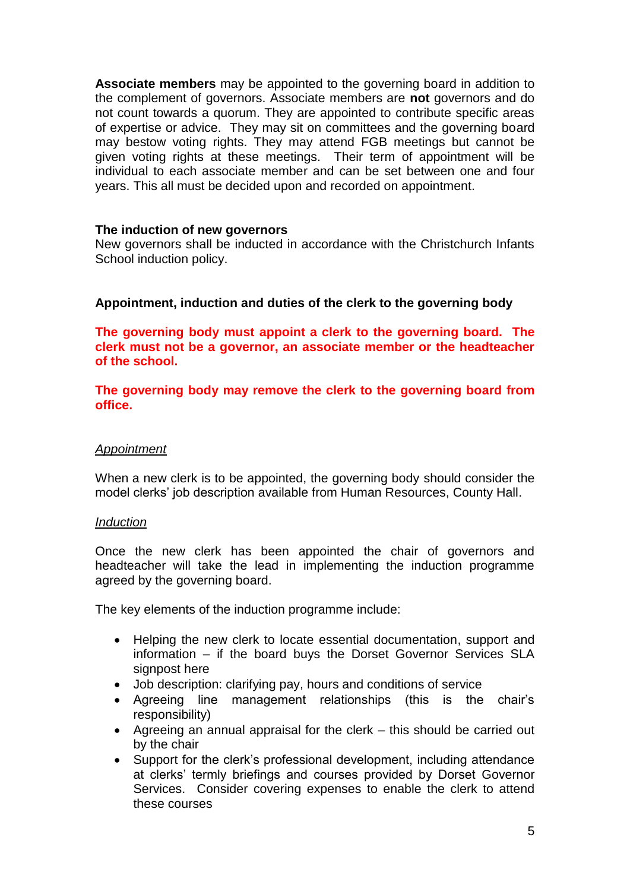**Associate members** may be appointed to the governing board in addition to the complement of governors. Associate members are **not** governors and do not count towards a quorum. They are appointed to contribute specific areas of expertise or advice. They may sit on committees and the governing board may bestow voting rights. They may attend FGB meetings but cannot be given voting rights at these meetings. Their term of appointment will be individual to each associate member and can be set between one and four years. This all must be decided upon and recorded on appointment.

**The induction of new governors**

New governors shall be inducted in accordance with the Christchurch Infants School induction policy.

**Appointment, induction and duties of the clerk to the governing body**

**The governing body must appoint a clerk to the governing board. The clerk must not be a governor, an associate member or the headteacher of the school.**

**The governing body may remove the clerk to the governing board from office.**

*Appointment*

When a new clerk is to be appointed, the governing body should consider the model clerks' job description available from Human Resources, County Hall.

*Induction*

Once the new clerk has been appointed the chair of governors and headteacher will take the lead in implementing the induction programme agreed by the governing board.

The key elements of the induction programme include:

- Helping the new clerk to locate essential documentation, support and information – if the board buys the Dorset Governor Services SLA signpost here
- Job description: clarifying pay, hours and conditions of service
- Agreeing line management relationships (this is the chair's responsibility)
- Agreeing an annual appraisal for the clerk – this should be carried out by the chair
- Support for the clerk's professional development, including attendance at clerks' termly briefings and courses provided by Dorset Governor Services. Consider covering expenses to enable the clerk to attend these courses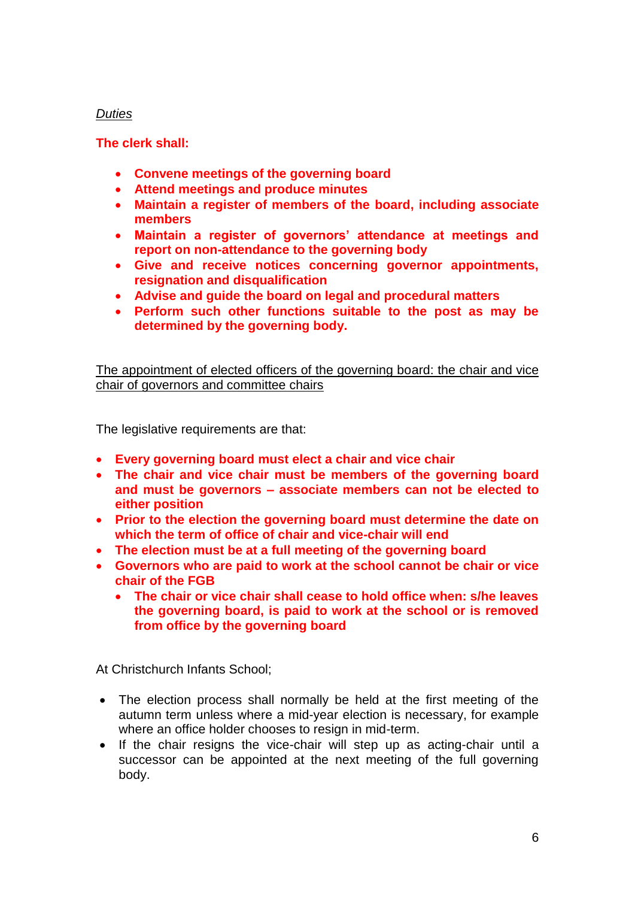*Duties*

**The clerk shall:**

- **Convene meetings of the governing board**
- **Attend meetings and produce minutes**
- **Maintain a register of members of the board, including associate members**
- **Maintain a register of governors' attendance at meetings and report on non-attendance to the governing body**
- **Give and receive notices concerning governor appointments, resignation and disqualification**
- **Advise and guide the board on legal and procedural matters**
- **Perform such other functions suitable to the post as may be determined by the governing body.**

The appointment of elected officers of the governing board: the chair and vice chair of governors and committee chairs

The legislative requirements are that:

- **Every governing board must elect a chair and vice chair**
- **The chair and vice chair must be members of the governing board and must be governors – associate members can not be elected to either position**
- **Prior to the election the governing board must determine the date on which the term of office of chair and vice-chair will end**
- **The election must be at a full meeting of the governing board**
- **Governors who are paid to work at the school cannot be chair or vice chair of the FGB**
  - **The chair or vice chair shall cease to hold office when: s/he leaves the governing board, is paid to work at the school or is removed from office by the governing board**

At Christchurch Infants School;

- The election process shall normally be held at the first meeting of the autumn term unless where a mid-year election is necessary, for example where an office holder chooses to resign in mid-term.
- If the chair resigns the vice-chair will step up as acting-chair until a successor can be appointed at the next meeting of the full governing body.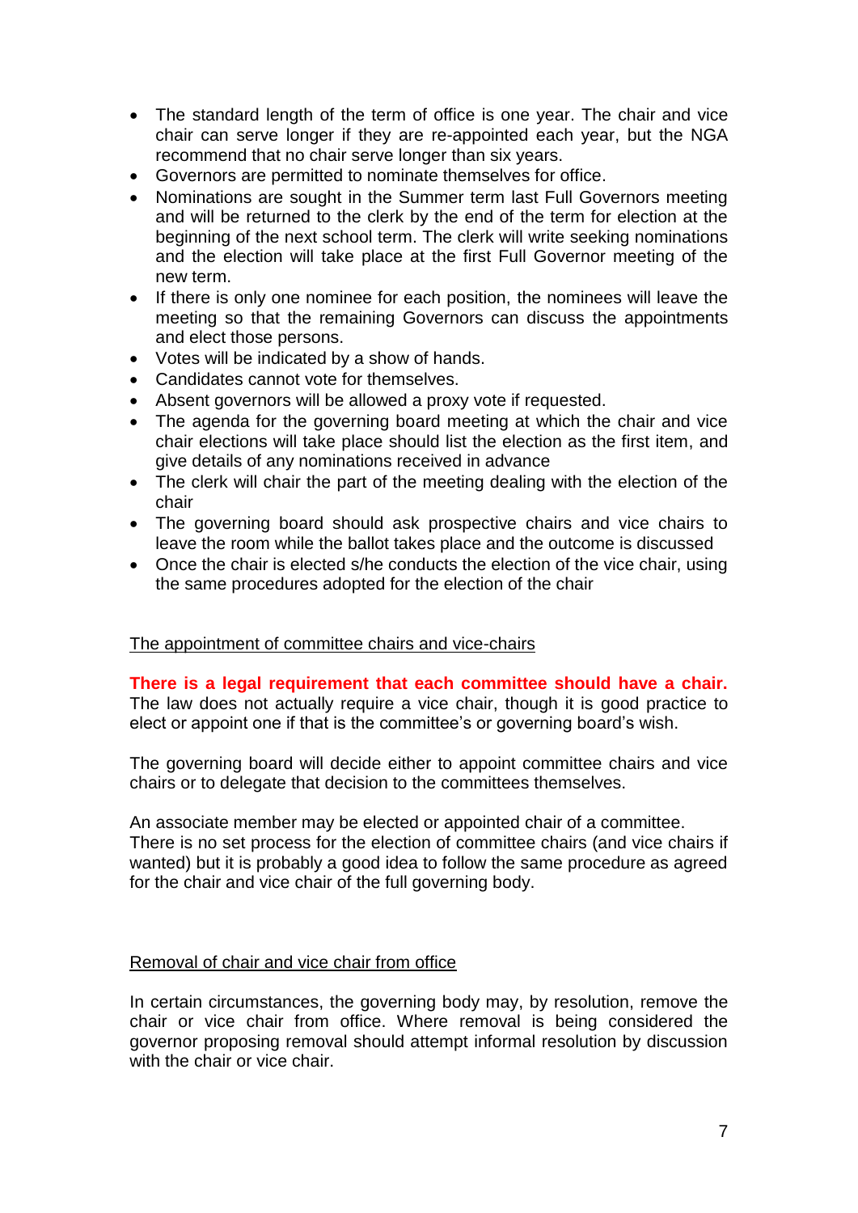- The standard length of the term of office is one year. The chair and vice chair can serve longer if they are re-appointed each year, but the NGA recommend that no chair serve longer than six years.
- Governors are permitted to nominate themselves for office.
- Nominations are sought in the Summer term last Full Governors meeting and will be returned to the clerk by the end of the term for election at the beginning of the next school term. The clerk will write seeking nominations and the election will take place at the first Full Governor meeting of the new term.
- If there is only one nominee for each position, the nominees will leave the meeting so that the remaining Governors can discuss the appointments and elect those persons.
- Votes will be indicated by a show of hands.
- Candidates cannot vote for themselves.
- Absent governors will be allowed a proxy vote if requested.
- The agenda for the governing board meeting at which the chair and vice chair elections will take place should list the election as the first item, and give details of any nominations received in advance
- The clerk will chair the part of the meeting dealing with the election of the chair
- The governing board should ask prospective chairs and vice chairs to leave the room while the ballot takes place and the outcome is discussed
- Once the chair is elected s/he conducts the election of the vice chair, using the same procedures adopted for the election of the chair

## The appointment of committee chairs and vice-chairs

**There is a legal requirement that each committee should have a chair.** The law does not actually require a vice chair, though it is good practice to elect or appoint one if that is the committee's or governing board's wish.

The governing board will decide either to appoint committee chairs and vice chairs or to delegate that decision to the committees themselves.

An associate member may be elected or appointed chair of a committee. There is no set process for the election of committee chairs (and vice chairs if wanted) but it is probably a good idea to follow the same procedure as agreed for the chair and vice chair of the full governing body.

## Removal of chair and vice chair from office

In certain circumstances, the governing body may, by resolution, remove the chair or vice chair from office. Where removal is being considered the governor proposing removal should attempt informal resolution by discussion with the chair or vice chair.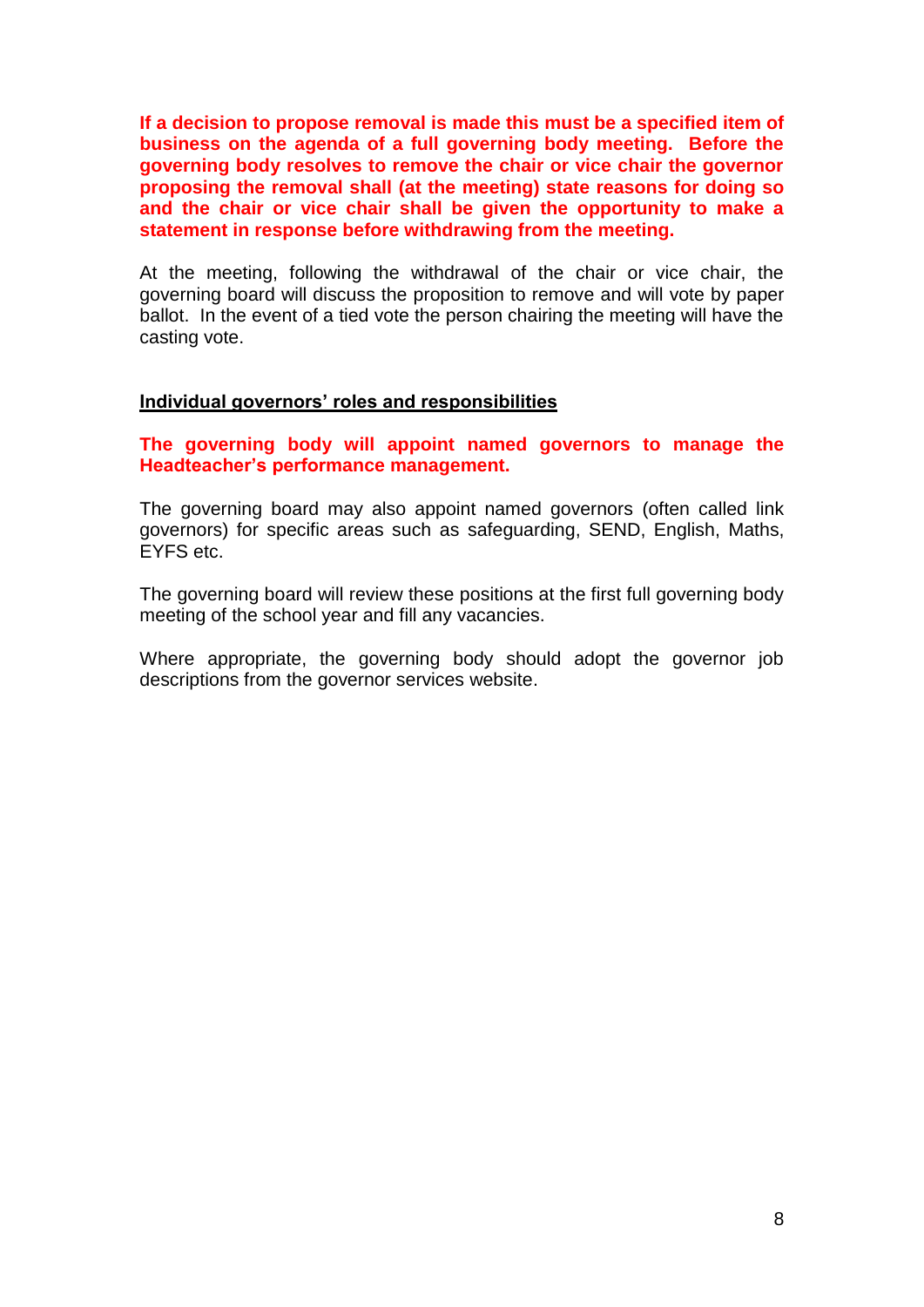**If a decision to propose removal is made this must be a specified item of business on the agenda of a full governing body meeting. Before the governing body resolves to remove the chair or vice chair the governor proposing the removal shall (at the meeting) state reasons for doing so and the chair or vice chair shall be given the opportunity to make a statement in response before withdrawing from the meeting.**

At the meeting, following the withdrawal of the chair or vice chair, the governing board will discuss the proposition to remove and will vote by paper ballot. In the event of a tied vote the person chairing the meeting will have the casting vote.

## Individual governors' roles and responsibilities

**The governing body will appoint named governors to manage the Headteacher's performance management.**

The governing board may also appoint named governors (often called link governors) for specific areas such as safeguarding, SEND, English, Maths, EYFS etc.

The governing board will review these positions at the first full governing body meeting of the school year and fill any vacancies.

Where appropriate, the governing body should adopt the governor job descriptions from the governor services website.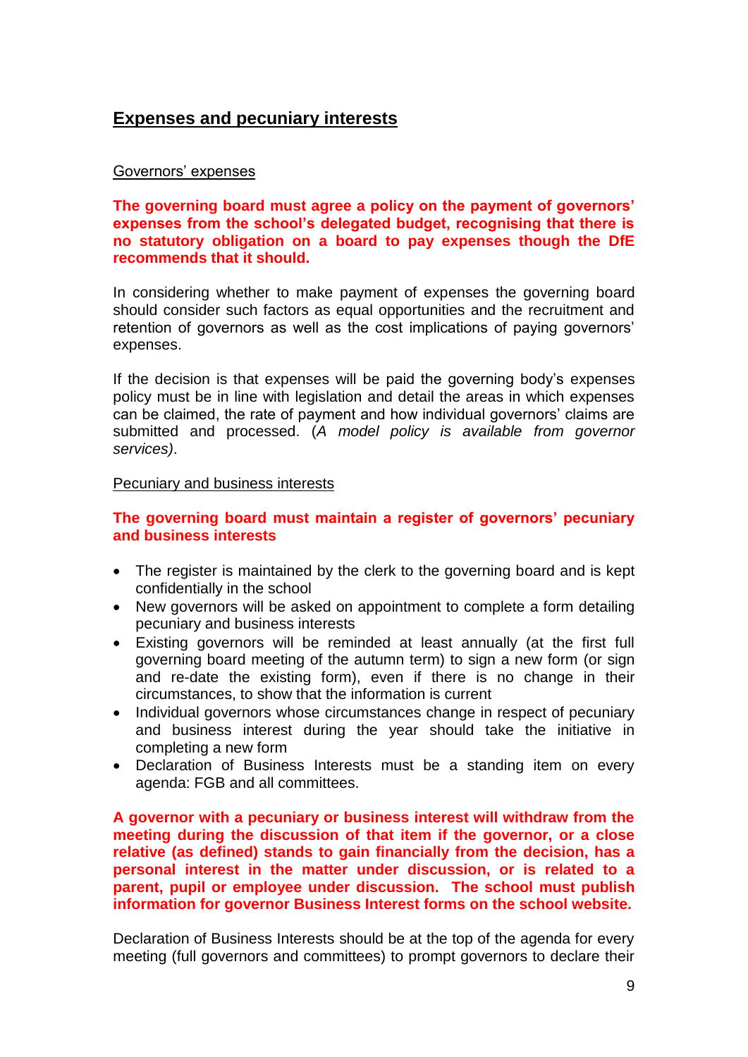## Expenses and pecuniary interests

Governors' expenses

**The governing board must agree a policy on the payment of governors' expenses from the school's delegated budget, recognising that there is no statutory obligation on a board to pay expenses though the DfE recommends that it should.**

In considering whether to make payment of expenses the governing board should consider such factors as equal opportunities and the recruitment and retention of governors as well as the cost implications of paying governors' expenses.

If the decision is that expenses will be paid the governing body's expenses policy must be in line with legislation and detail the areas in which expenses can be claimed, the rate of payment and how individual governors' claims are submitted and processed. (*A model policy is available from governor services)*.

Pecuniary and business interests

**The governing board must maintain a register of governors' pecuniary and business interests**

- The register is maintained by the clerk to the governing board and is kept confidentially in the school
- New governors will be asked on appointment to complete a form detailing pecuniary and business interests
- Existing governors will be reminded at least annually (at the first full governing board meeting of the autumn term) to sign a new form (or sign and re-date the existing form), even if there is no change in their circumstances, to show that the information is current
- Individual governors whose circumstances change in respect of pecuniary and business interest during the year should take the initiative in completing a new form
- Declaration of Business Interests must be a standing item on every agenda: FGB and all committees.

**A governor with a pecuniary or business interest will withdraw from the meeting during the discussion of that item if the governor, or a close relative (as defined) stands to gain financially from the decision, has a personal interest in the matter under discussion, or is related to a parent, pupil or employee under discussion. The school must publish information for governor Business Interest forms on the school website.**

Declaration of Business Interests should be at the top of the agenda for every meeting (full governors and committees) to prompt governors to declare their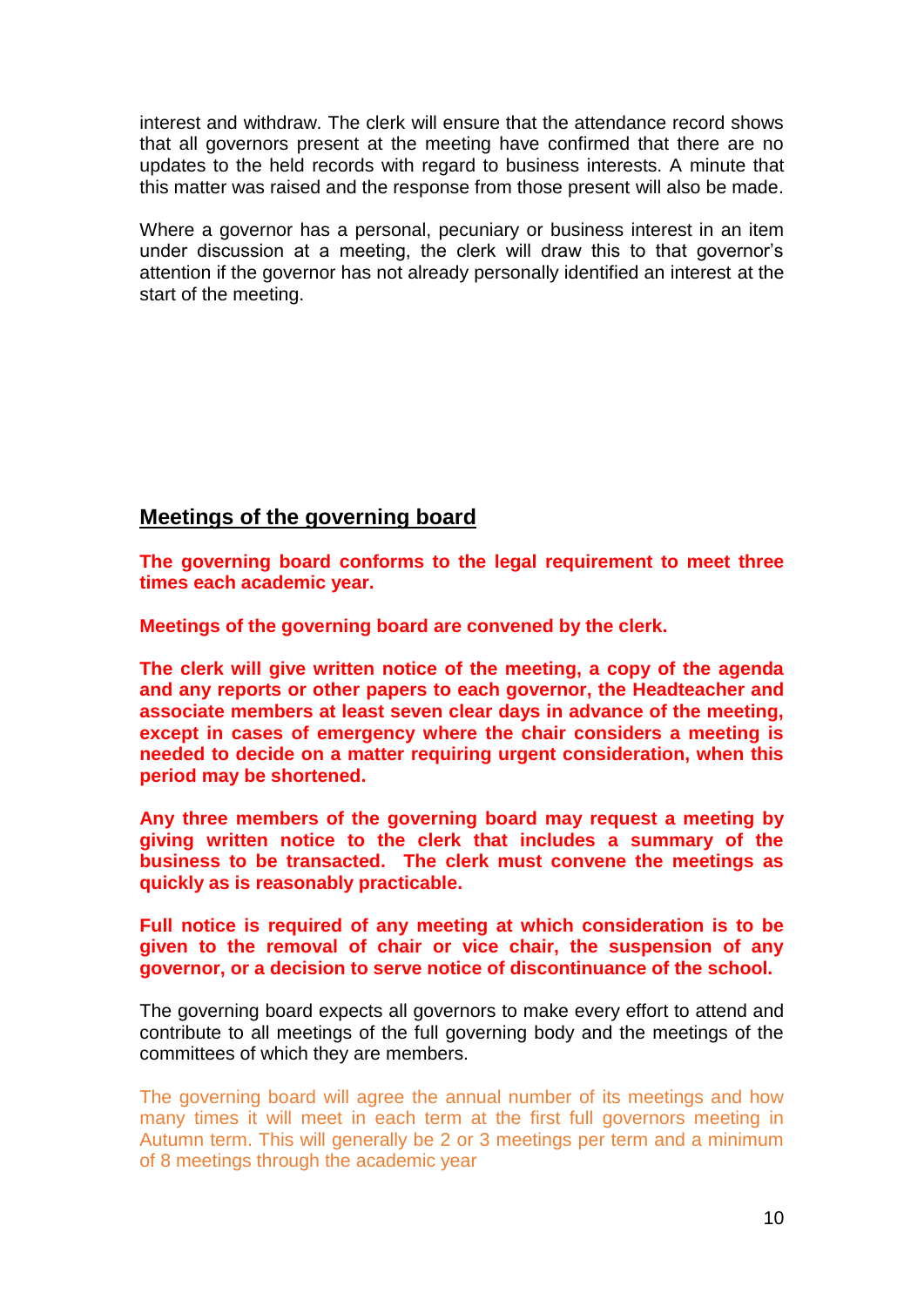interest and withdraw. The clerk will ensure that the attendance record shows that all governors present at the meeting have confirmed that there are no updates to the held records with regard to business interests. A minute that this matter was raised and the response from those present will also be made.

Where a governor has a personal, pecuniary or business interest in an item under discussion at a meeting, the clerk will draw this to that governor's attention if the governor has not already personally identified an interest at the start of the meeting.

## Meetings of the governing board

**The governing board conforms to the legal requirement to meet three times each academic year.**

**Meetings of the governing board are convened by the clerk.**

**The clerk will give written notice of the meeting, a copy of the agenda and any reports or other papers to each governor, the Headteacher and associate members at least seven clear days in advance of the meeting, except in cases of emergency where the chair considers a meeting is needed to decide on a matter requiring urgent consideration, when this period may be shortened.**

**Any three members of the governing board may request a meeting by giving written notice to the clerk that includes a summary of the business to be transacted. The clerk must convene the meetings as quickly as is reasonably practicable.**

**Full notice is required of any meeting at which consideration is to be given to the removal of chair or vice chair, the suspension of any governor, or a decision to serve notice of discontinuance of the school.**

The governing board expects all governors to make every effort to attend and contribute to all meetings of the full governing body and the meetings of the committees of which they are members.

The governing board will agree the annual number of its meetings and how many times it will meet in each term at the first full governors meeting in Autumn term. This will generally be 2 or 3 meetings per term and a minimum of 8 meetings through the academic year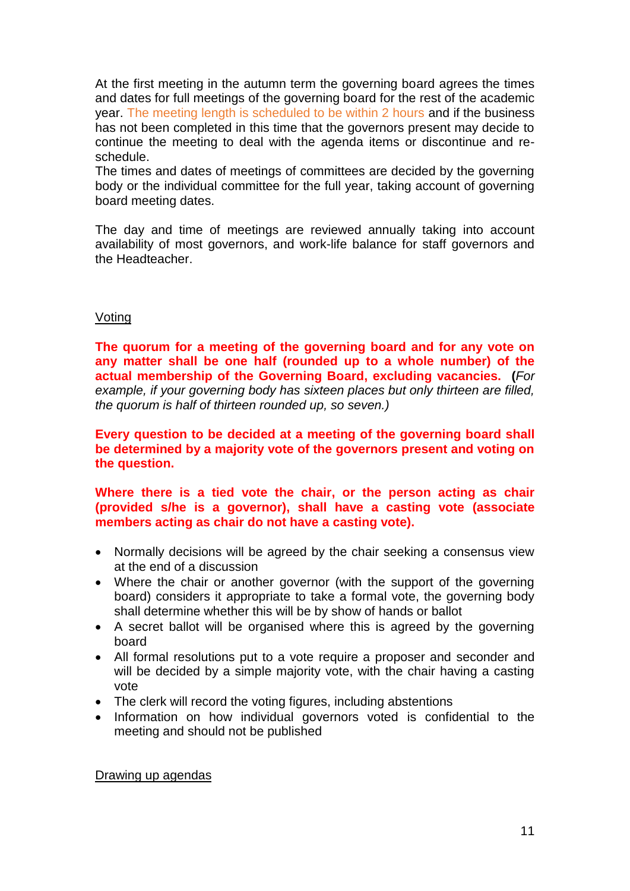At the first meeting in the autumn term the governing board agrees the times and dates for full meetings of the governing board for the rest of the academic year. The meeting length is scheduled to be within 2 hours and if the business has not been completed in this time that the governors present may decide to continue the meeting to deal with the agenda items or discontinue and re-schedule.
The times and dates of meetings of committees are decided by the governing body or the individual committee for the full year, taking account of governing board meeting dates.

The day and time of meetings are reviewed annually taking into account availability of most governors, and work-life balance for staff governors and the Headteacher.

## Voting

**The quorum for a meeting of the governing board and for any vote on any matter shall be one half (rounded up to a whole number) of the actual membership of the Governing Board, excluding vacancies. (***For example, if your governing body has sixteen places but only thirteen are filled, the quorum is half of thirteen rounded up, so seven.)*

**Every question to be decided at a meeting of the governing board shall be determined by a majority vote of the governors present and voting on the question.**

**Where there is a tied vote the chair, or the person acting as chair (provided s/he is a governor), shall have a casting vote (associate members acting as chair do not have a casting vote).**

- Normally decisions will be agreed by the chair seeking a consensus view at the end of a discussion
- Where the chair or another governor (with the support of the governing board) considers it appropriate to take a formal vote, the governing body shall determine whether this will be by show of hands or ballot
- A secret ballot will be organised where this is agreed by the governing board
- All formal resolutions put to a vote require a proposer and seconder and will be decided by a simple majority vote, with the chair having a casting vote
- The clerk will record the voting figures, including abstentions
- Information on how individual governors voted is confidential to the meeting and should not be published

## Drawing up agendas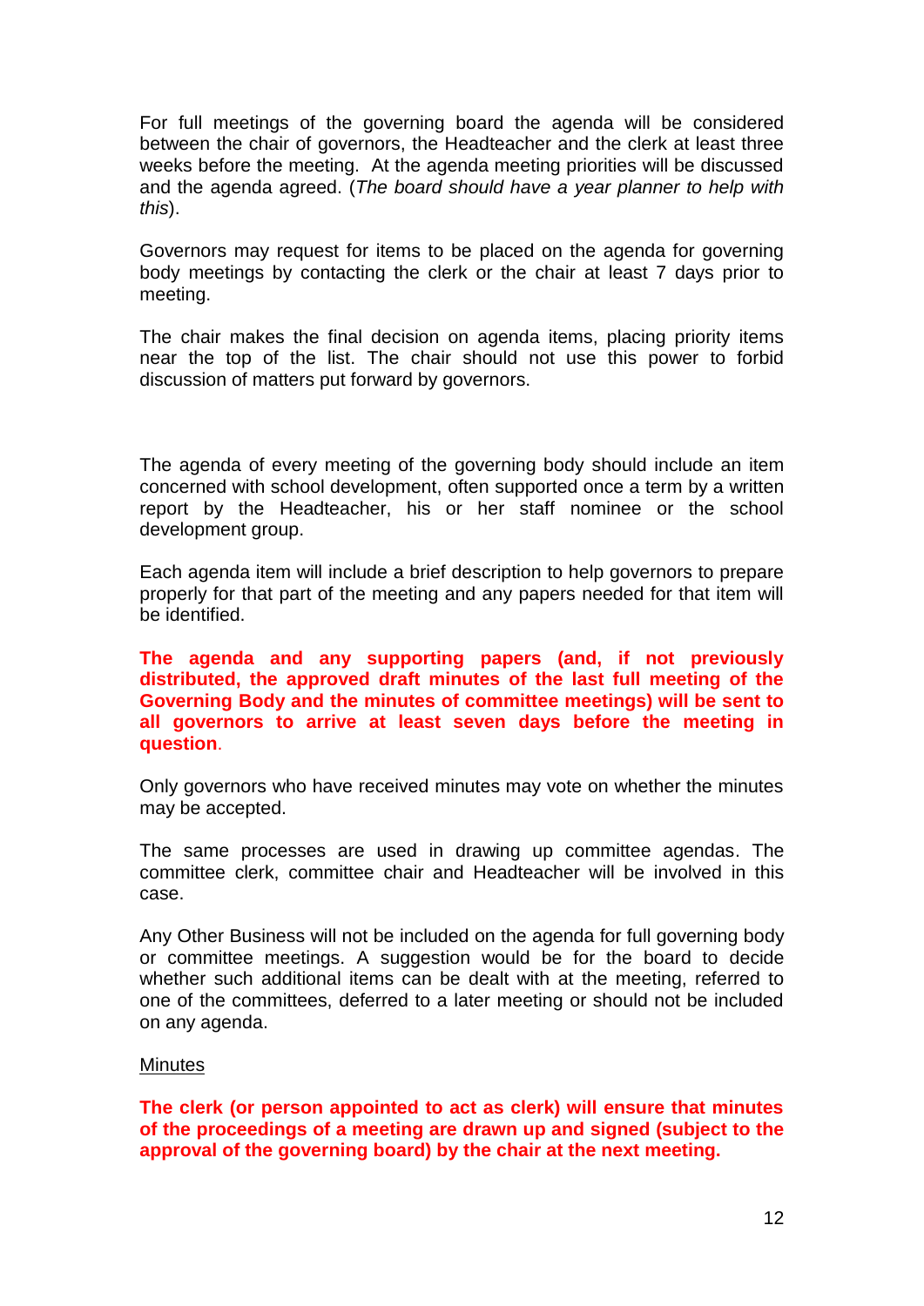For full meetings of the governing board the agenda will be considered between the chair of governors, the Headteacher and the clerk at least three weeks before the meeting. At the agenda meeting priorities will be discussed and the agenda agreed. (*The board should have a year planner to help with this*).

Governors may request for items to be placed on the agenda for governing body meetings by contacting the clerk or the chair at least 7 days prior to meeting.

The chair makes the final decision on agenda items, placing priority items near the top of the list. The chair should not use this power to forbid discussion of matters put forward by governors.

The agenda of every meeting of the governing body should include an item concerned with school development, often supported once a term by a written report by the Headteacher, his or her staff nominee or the school development group.

Each agenda item will include a brief description to help governors to prepare properly for that part of the meeting and any papers needed for that item will be identified.

**The agenda and any supporting papers (and, if not previously distributed, the approved draft minutes of the last full meeting of the Governing Body and the minutes of committee meetings) will be sent to all governors to arrive at least seven days before the meeting in question.**

Only governors who have received minutes may vote on whether the minutes may be accepted.

The same processes are used in drawing up committee agendas. The committee clerk, committee chair and Headteacher will be involved in this case.

Any Other Business will not be included on the agenda for full governing body or committee meetings. A suggestion would be for the board to decide whether such additional items can be dealt with at the meeting, referred to one of the committees, deferred to a later meeting or should not be included on any agenda.

<u>Minutes</u>

**The clerk (or person appointed to act as clerk) will ensure that minutes of the proceedings of a meeting are drawn up and signed (subject to the approval of the governing board) by the chair at the next meeting.**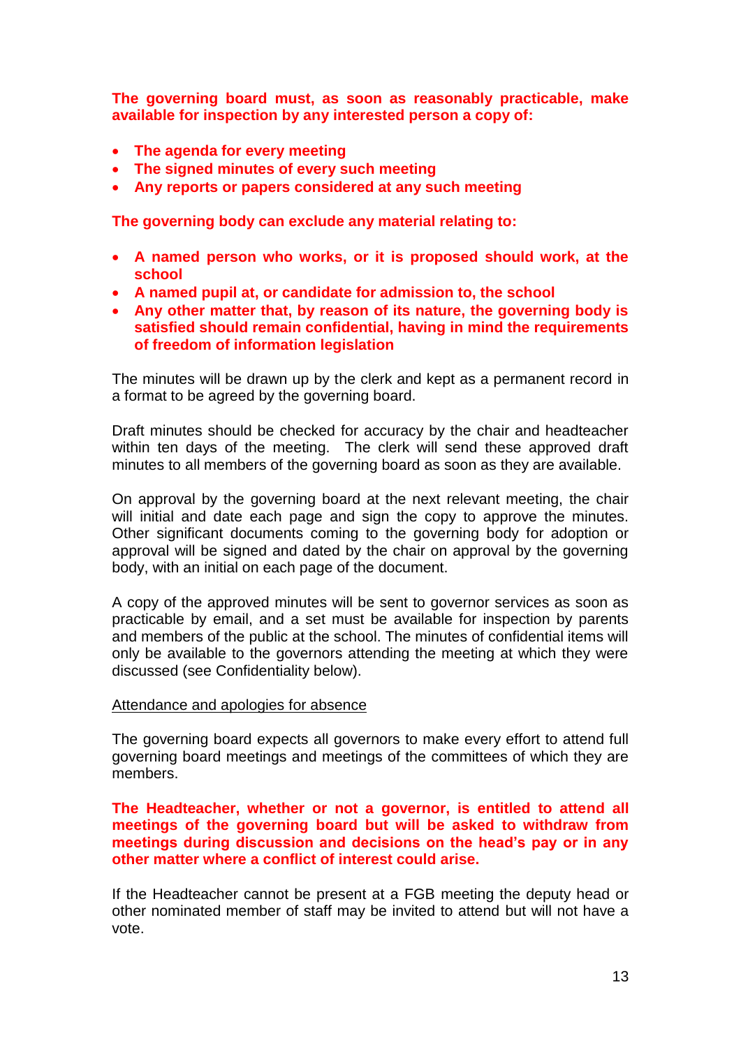**The governing board must, as soon as reasonably practicable, make available for inspection by any interested person a copy of:**

- **The agenda for every meeting**
- **The signed minutes of every such meeting**
- **Any reports or papers considered at any such meeting**

**The governing body can exclude any material relating to:**

- **A named person who works, or it is proposed should work, at the school**
- **A named pupil at, or candidate for admission to, the school**
- **Any other matter that, by reason of its nature, the governing body is satisfied should remain confidential, having in mind the requirements of freedom of information legislation**

The minutes will be drawn up by the clerk and kept as a permanent record in a format to be agreed by the governing board.

Draft minutes should be checked for accuracy by the chair and headteacher within ten days of the meeting. The clerk will send these approved draft minutes to all members of the governing board as soon as they are available.

On approval by the governing board at the next relevant meeting, the chair will initial and date each page and sign the copy to approve the minutes. Other significant documents coming to the governing body for adoption or approval will be signed and dated by the chair on approval by the governing body, with an initial on each page of the document.

A copy of the approved minutes will be sent to governor services as soon as practicable by email, and a set must be available for inspection by parents and members of the public at the school. The minutes of confidential items will only be available to the governors attending the meeting at which they were discussed (see Confidentiality below).

<u>Attendance and apologies for absence</u>

The governing board expects all governors to make every effort to attend full governing board meetings and meetings of the committees of which they are members.

**The Headteacher, whether or not a governor, is entitled to attend all meetings of the governing board but will be asked to withdraw from meetings during discussion and decisions on the head's pay or in any other matter where a conflict of interest could arise.**

If the Headteacher cannot be present at a FGB meeting the deputy head or other nominated member of staff may be invited to attend but will not have a vote.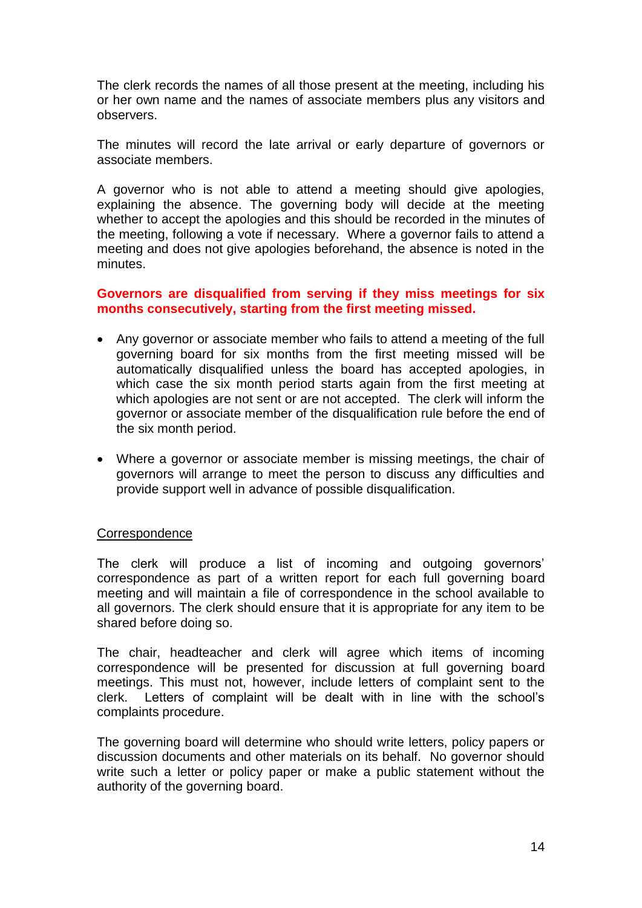The clerk records the names of all those present at the meeting, including his or her own name and the names of associate members plus any visitors and observers.

The minutes will record the late arrival or early departure of governors or associate members.

A governor who is not able to attend a meeting should give apologies, explaining the absence. The governing body will decide at the meeting whether to accept the apologies and this should be recorded in the minutes of the meeting, following a vote if necessary. Where a governor fails to attend a meeting and does not give apologies beforehand, the absence is noted in the minutes.

**Governors are disqualified from serving if they miss meetings for six months consecutively, starting from the first meeting missed.**

- Any governor or associate member who fails to attend a meeting of the full governing board for six months from the first meeting missed will be automatically disqualified unless the board has accepted apologies, in which case the six month period starts again from the first meeting at which apologies are not sent or are not accepted. The clerk will inform the governor or associate member of the disqualification rule before the end of the six month period.

- Where a governor or associate member is missing meetings, the chair of governors will arrange to meet the person to discuss any difficulties and provide support well in advance of possible disqualification.

Correspondence

The clerk will produce a list of incoming and outgoing governors' correspondence as part of a written report for each full governing board meeting and will maintain a file of correspondence in the school available to all governors. The clerk should ensure that it is appropriate for any item to be shared before doing so.

The chair, headteacher and clerk will agree which items of incoming correspondence will be presented for discussion at full governing board meetings. This must not, however, include letters of complaint sent to the clerk. Letters of complaint will be dealt with in line with the school's complaints procedure.

The governing board will determine who should write letters, policy papers or discussion documents and other materials on its behalf. No governor should write such a letter or policy paper or make a public statement without the authority of the governing board.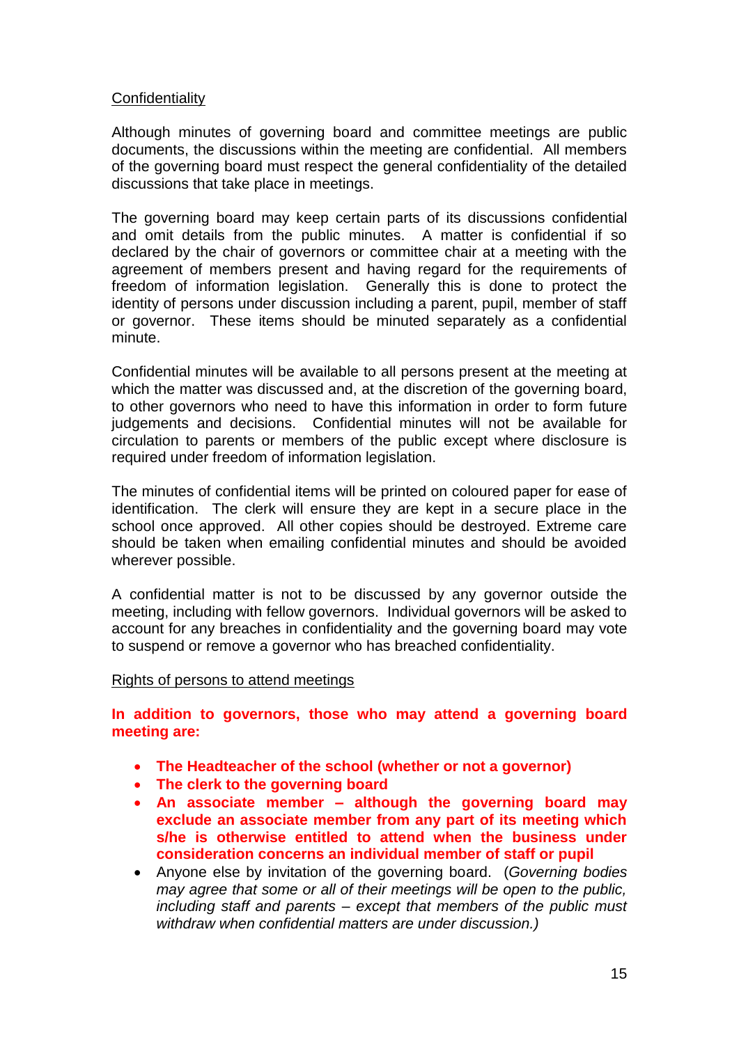## Confidentiality

Although minutes of governing board and committee meetings are public documents, the discussions within the meeting are confidential. All members of the governing board must respect the general confidentiality of the detailed discussions that take place in meetings.

The governing board may keep certain parts of its discussions confidential and omit details from the public minutes. A matter is confidential if so declared by the chair of governors or committee chair at a meeting with the agreement of members present and having regard for the requirements of freedom of information legislation. Generally this is done to protect the identity of persons under discussion including a parent, pupil, member of staff or governor. These items should be minuted separately as a confidential minute.

Confidential minutes will be available to all persons present at the meeting at which the matter was discussed and, at the discretion of the governing board, to other governors who need to have this information in order to form future judgements and decisions. Confidential minutes will not be available for circulation to parents or members of the public except where disclosure is required under freedom of information legislation.

The minutes of confidential items will be printed on coloured paper for ease of identification. The clerk will ensure they are kept in a secure place in the school once approved. All other copies should be destroyed. Extreme care should be taken when emailing confidential minutes and should be avoided wherever possible.

A confidential matter is not to be discussed by any governor outside the meeting, including with fellow governors. Individual governors will be asked to account for any breaches in confidentiality and the governing board may vote to suspend or remove a governor who has breached confidentiality.

## Rights of persons to attend meetings

**In addition to governors, those who may attend a governing board meeting are:**

- **The Headteacher of the school (whether or not a governor)**
- **The clerk to the governing board**
- **An associate member – although the governing board may exclude an associate member from any part of its meeting which s/he is otherwise entitled to attend when the business under consideration concerns an individual member of staff or pupil**
- Anyone else by invitation of the governing board. (*Governing bodies may agree that some or all of their meetings will be open to the public, including staff and parents – except that members of the public must withdraw when confidential matters are under discussion.)*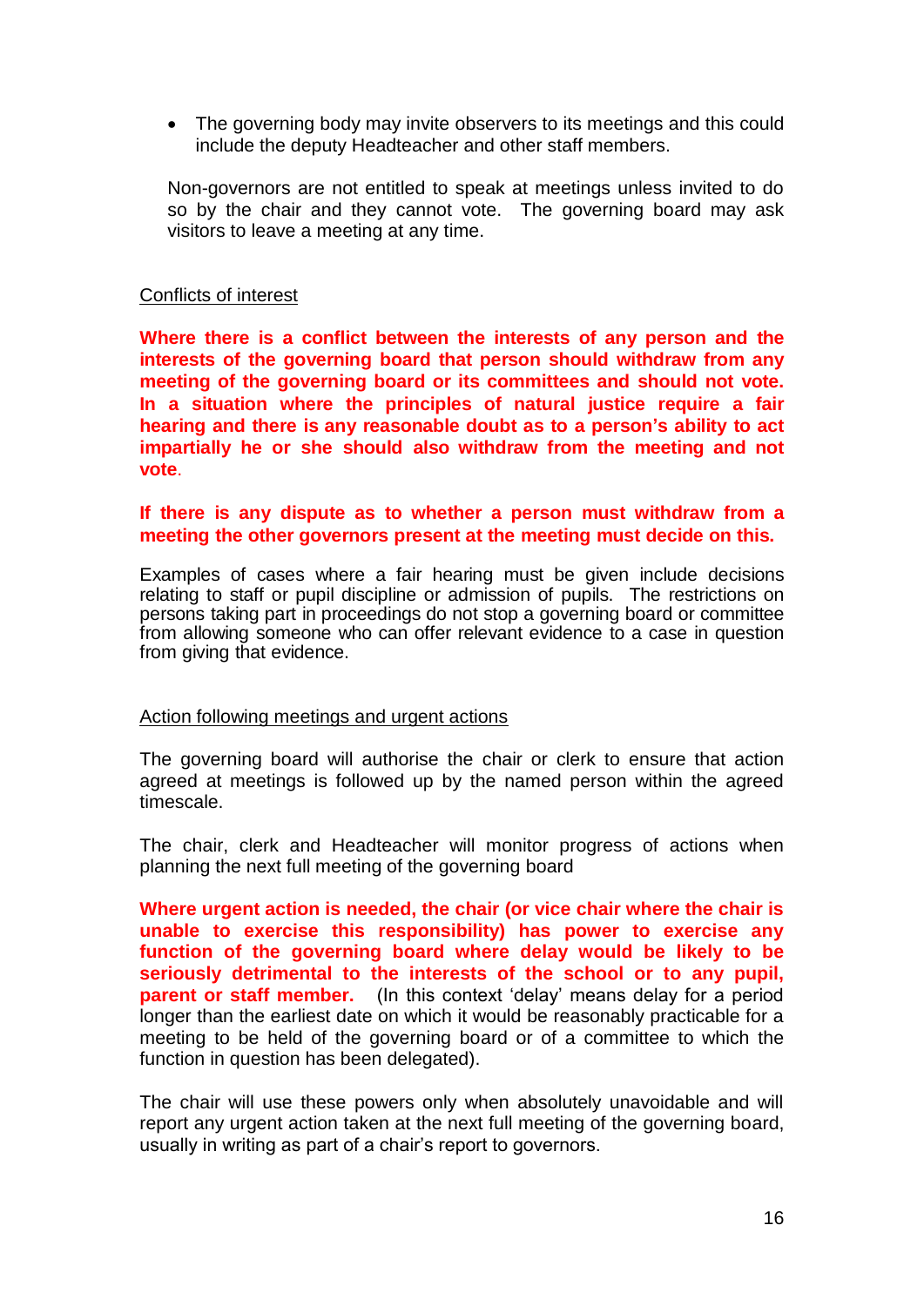- The governing body may invite observers to its meetings and this could include the deputy Headteacher and other staff members.

Non-governors are not entitled to speak at meetings unless invited to do so by the chair and they cannot vote. The governing board may ask visitors to leave a meeting at any time.

Conflicts of interest

**Where there is a conflict between the interests of any person and the interests of the governing board that person should withdraw from any meeting of the governing board or its committees and should not vote. In a situation where the principles of natural justice require a fair hearing and there is any reasonable doubt as to a person's ability to act impartially he or she should also withdraw from the meeting and not vote**.

**If there is any dispute as to whether a person must withdraw from a meeting the other governors present at the meeting must decide on this.**

Examples of cases where a fair hearing must be given include decisions relating to staff or pupil discipline or admission of pupils. The restrictions on persons taking part in proceedings do not stop a governing board or committee from allowing someone who can offer relevant evidence to a case in question from giving that evidence.

Action following meetings and urgent actions

The governing board will authorise the chair or clerk to ensure that action agreed at meetings is followed up by the named person within the agreed timescale.

The chair, clerk and Headteacher will monitor progress of actions when planning the next full meeting of the governing board

**Where urgent action is needed, the chair (or vice chair where the chair is unable to exercise this responsibility) has power to exercise any function of the governing board where delay would be likely to be seriously detrimental to the interests of the school or to any pupil, parent or staff member.** (In this context 'delay' means delay for a period longer than the earliest date on which it would be reasonably practicable for a meeting to be held of the governing board or of a committee to which the function in question has been delegated).

The chair will use these powers only when absolutely unavoidable and will report any urgent action taken at the next full meeting of the governing board, usually in writing as part of a chair's report to governors.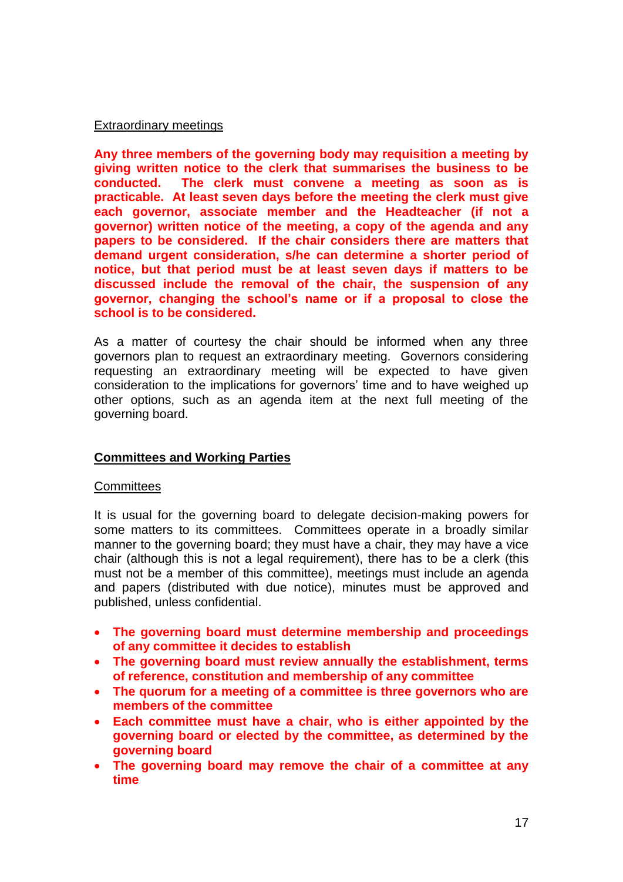Extraordinary meetings

**Any three members of the governing body may requisition a meeting by giving written notice to the clerk that summarises the business to be conducted. The clerk must convene a meeting as soon as is practicable. At least seven days before the meeting the clerk must give each governor, associate member and the Headteacher (if not a governor) written notice of the meeting, a copy of the agenda and any papers to be considered. If the chair considers there are matters that demand urgent consideration, s/he can determine a shorter period of notice, but that period must be at least seven days if matters to be discussed include the removal of the chair, the suspension of any governor, changing the school's name or if a proposal to close the school is to be considered.**

As a matter of courtesy the chair should be informed when any three governors plan to request an extraordinary meeting. Governors considering requesting an extraordinary meeting will be expected to have given consideration to the implications for governors' time and to have weighed up other options, such as an agenda item at the next full meeting of the governing board.

## Committees and Working Parties

Committees

It is usual for the governing board to delegate decision-making powers for some matters to its committees. Committees operate in a broadly similar manner to the governing board; they must have a chair, they may have a vice chair (although this is not a legal requirement), there has to be a clerk (this must not be a member of this committee), meetings must include an agenda and papers (distributed with due notice), minutes must be approved and published, unless confidential.

- **The governing board must determine membership and proceedings of any committee it decides to establish**
- **The governing board must review annually the establishment, terms of reference, constitution and membership of any committee**
- **The quorum for a meeting of a committee is three governors who are members of the committee**
- **Each committee must have a chair, who is either appointed by the governing board or elected by the committee, as determined by the governing board**
- **The governing board may remove the chair of a committee at any time**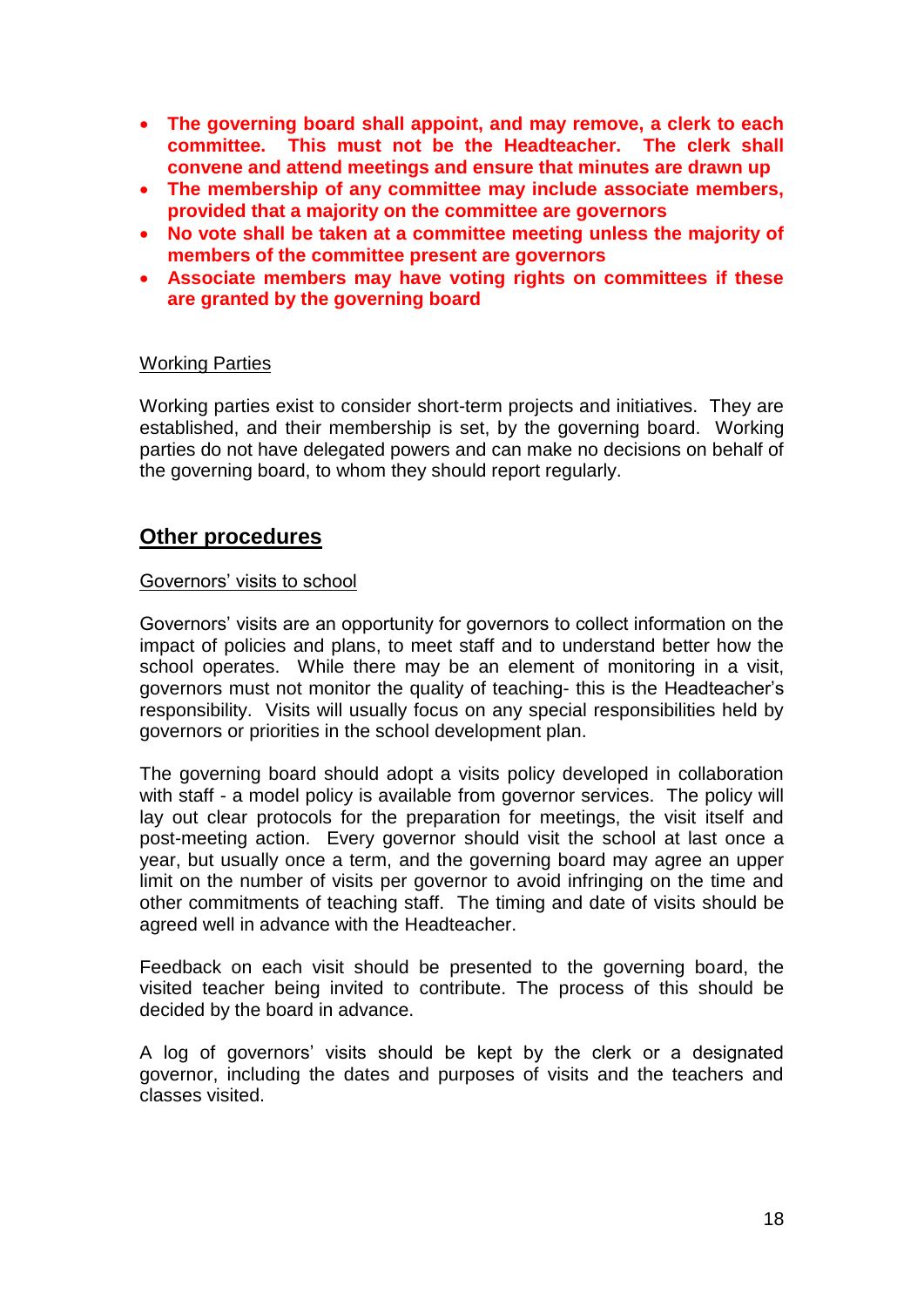- **The governing board shall appoint, and may remove, a clerk to each committee. This must not be the Headteacher. The clerk shall convene and attend meetings and ensure that minutes are drawn up**
- **The membership of any committee may include associate members, provided that a majority on the committee are governors**
- **No vote shall be taken at a committee meeting unless the majority of members of the committee present are governors**
- **Associate members may have voting rights on committees if these are granted by the governing board**

Working Parties

Working parties exist to consider short-term projects and initiatives. They are established, and their membership is set, by the governing board. Working parties do not have delegated powers and can make no decisions on behalf of the governing board, to whom they should report regularly.

## Other procedures

Governors' visits to school

Governors' visits are an opportunity for governors to collect information on the impact of policies and plans, to meet staff and to understand better how the school operates. While there may be an element of monitoring in a visit, governors must not monitor the quality of teaching- this is the Headteacher's responsibility. Visits will usually focus on any special responsibilities held by governors or priorities in the school development plan.

The governing board should adopt a visits policy developed in collaboration with staff - a model policy is available from governor services. The policy will lay out clear protocols for the preparation for meetings, the visit itself and post-meeting action. Every governor should visit the school at last once a year, but usually once a term, and the governing board may agree an upper limit on the number of visits per governor to avoid infringing on the time and other commitments of teaching staff. The timing and date of visits should be agreed well in advance with the Headteacher.

Feedback on each visit should be presented to the governing board, the visited teacher being invited to contribute. The process of this should be decided by the board in advance.

A log of governors' visits should be kept by the clerk or a designated governor, including the dates and purposes of visits and the teachers and classes visited.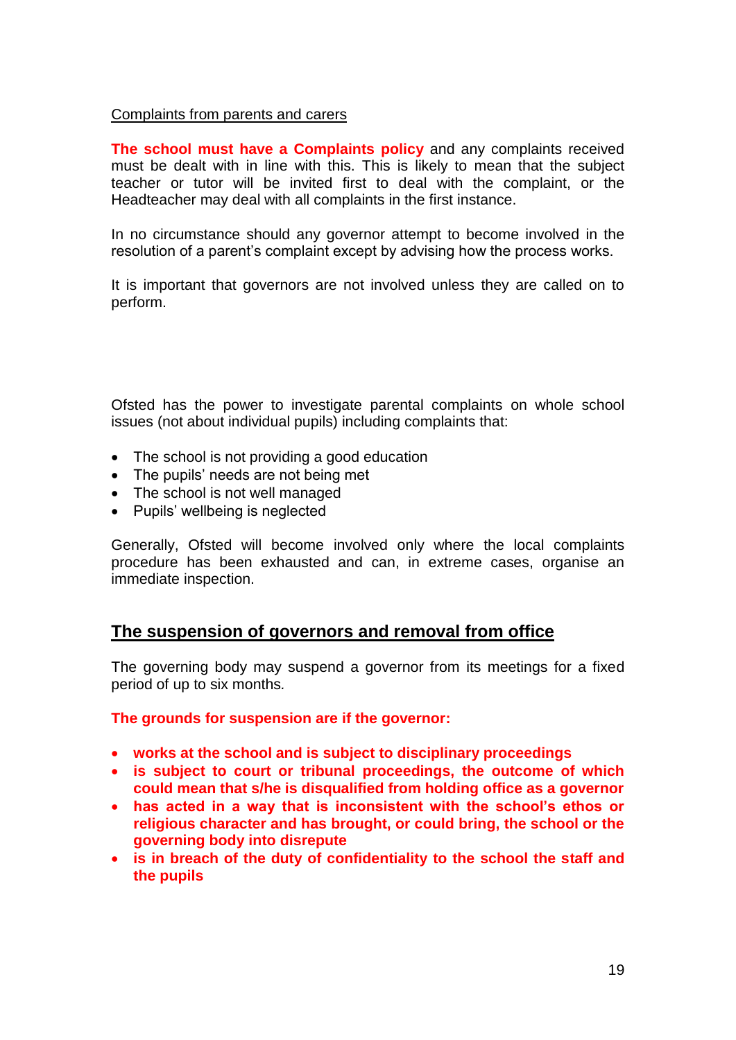Complaints from parents and carers

**The school must have a Complaints policy** and any complaints received must be dealt with in line with this. This is likely to mean that the subject teacher or tutor will be invited first to deal with the complaint, or the Headteacher may deal with all complaints in the first instance.

In no circumstance should any governor attempt to become involved in the resolution of a parent's complaint except by advising how the process works.

It is important that governors are not involved unless they are called on to perform.

Ofsted has the power to investigate parental complaints on whole school issues (not about individual pupils) including complaints that:

- The school is not providing a good education
- The pupils' needs are not being met
- The school is not well managed
- Pupils' wellbeing is neglected

Generally, Ofsted will become involved only where the local complaints procedure has been exhausted and can, in extreme cases, organise an immediate inspection.

## The suspension of governors and removal from office

The governing body may suspend a governor from its meetings for a fixed period of up to six months.

**The grounds for suspension are if the governor:**

- **works at the school and is subject to disciplinary proceedings**
- **is subject to court or tribunal proceedings, the outcome of which could mean that s/he is disqualified from holding office as a governor**
- **has acted in a way that is inconsistent with the school's ethos or religious character and has brought, or could bring, the school or the governing body into disrepute**
- **is in breach of the duty of confidentiality to the school the staff and the pupils**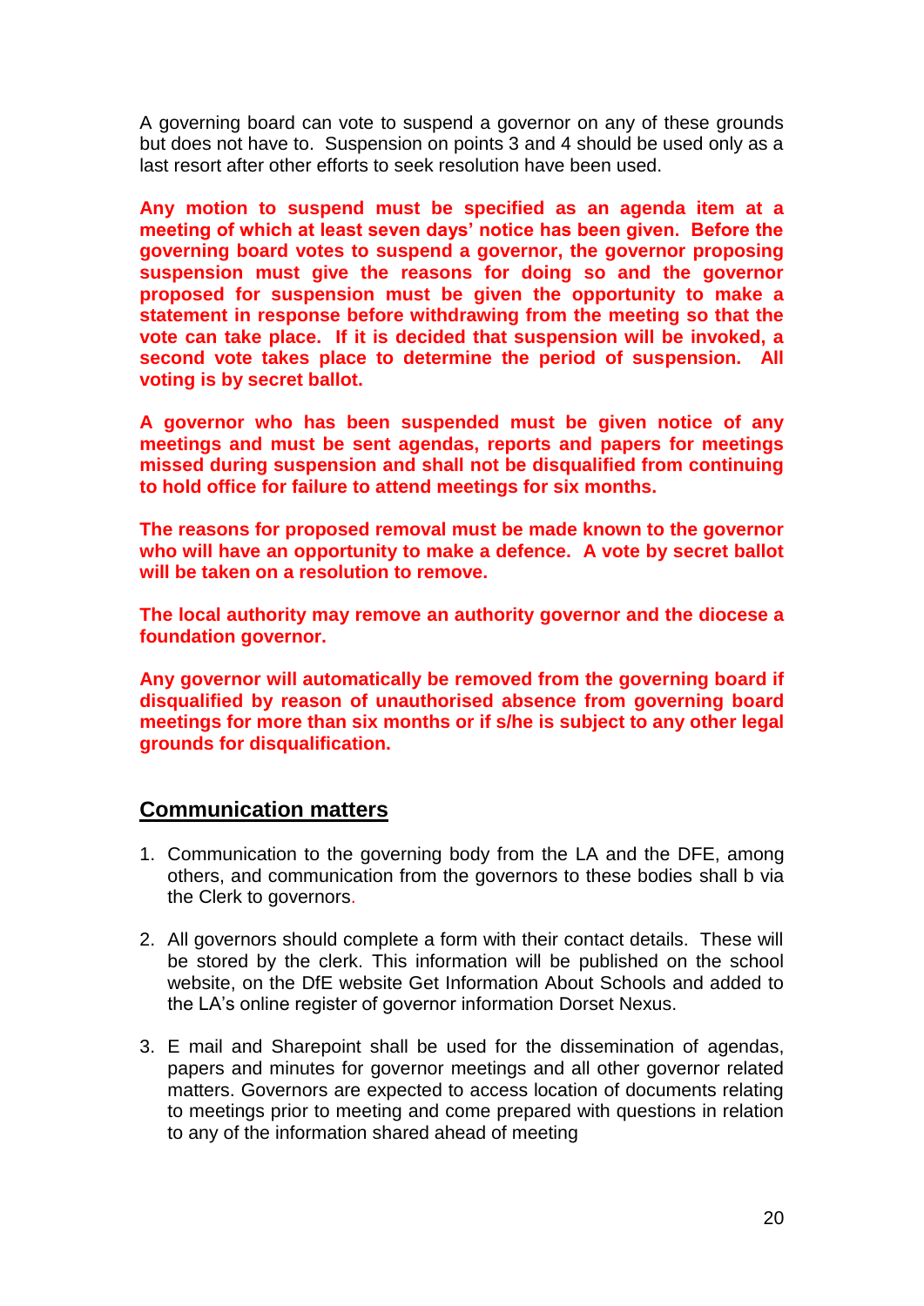A governing board can vote to suspend a governor on any of these grounds but does not have to. Suspension on points 3 and 4 should be used only as a last resort after other efforts to seek resolution have been used.

**Any motion to suspend must be specified as an agenda item at a meeting of which at least seven days' notice has been given. Before the governing board votes to suspend a governor, the governor proposing suspension must give the reasons for doing so and the governor proposed for suspension must be given the opportunity to make a statement in response before withdrawing from the meeting so that the vote can take place. If it is decided that suspension will be invoked, a second vote takes place to determine the period of suspension. All voting is by secret ballot.**

**A governor who has been suspended must be given notice of any meetings and must be sent agendas, reports and papers for meetings missed during suspension and shall not be disqualified from continuing to hold office for failure to attend meetings for six months.**

**The reasons for proposed removal must be made known to the governor who will have an opportunity to make a defence. A vote by secret ballot will be taken on a resolution to remove.**

**The local authority may remove an authority governor and the diocese a foundation governor.**

**Any governor will automatically be removed from the governing board if disqualified by reason of unauthorised absence from governing board meetings for more than six months or if s/he is subject to any other legal grounds for disqualification.**

## Communication matters

1. Communication to the governing body from the LA and the DFE, among others, and communication from the governors to these bodies shall b via the Clerk to governors.

2. All governors should complete a form with their contact details. These will be stored by the clerk. This information will be published on the school website, on the DfE website Get Information About Schools and added to the LA's online register of governor information Dorset Nexus.

3. E mail and Sharepoint shall be used for the dissemination of agendas, papers and minutes for governor meetings and all other governor related matters. Governors are expected to access location of documents relating to meetings prior to meeting and come prepared with questions in relation to any of the information shared ahead of meeting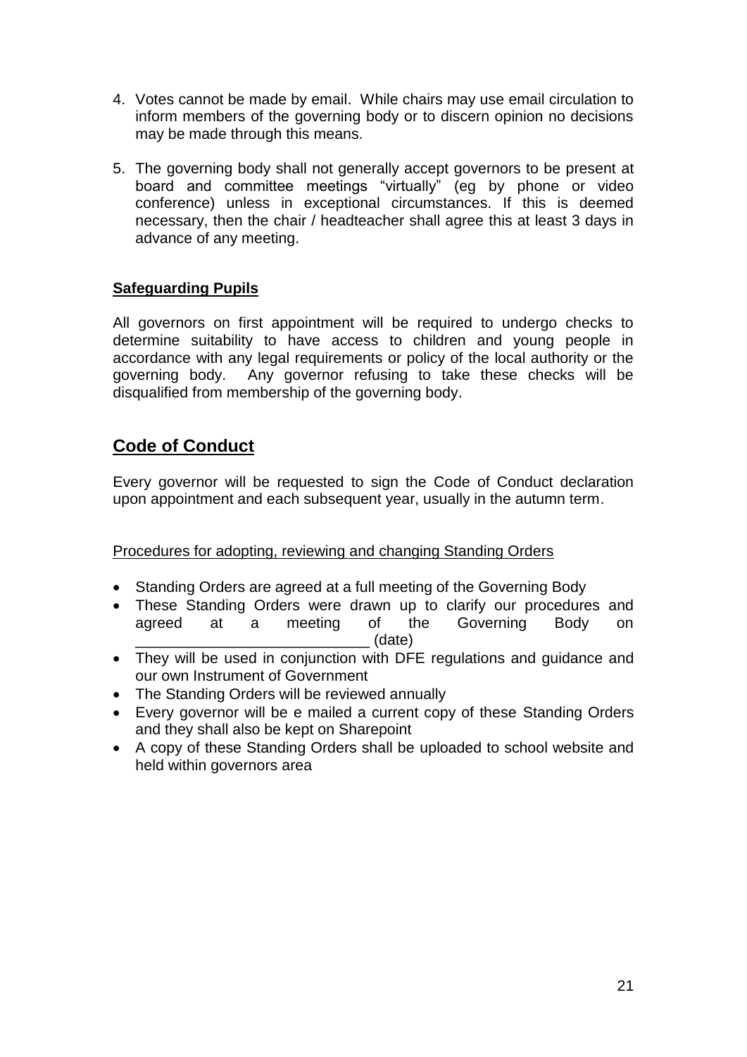4. Votes cannot be made by email. While chairs may use email circulation to inform members of the governing body or to discern opinion no decisions may be made through this means.

5. The governing body shall not generally accept governors to be present at board and committee meetings "virtually" (eg by phone or video conference) unless in exceptional circumstances. If this is deemed necessary, then the chair / headteacher shall agree this at least 3 days in advance of any meeting.

### Safeguarding Pupils

All governors on first appointment will be required to undergo checks to determine suitability to have access to children and young people in accordance with any legal requirements or policy of the local authority or the governing body. Any governor refusing to take these checks will be disqualified from membership of the governing body.

## Code of Conduct

Every governor will be requested to sign the Code of Conduct declaration upon appointment and each subsequent year, usually in the autumn term.

Procedures for adopting, reviewing and changing Standing Orders

- Standing Orders are agreed at a full meeting of the Governing Body
- These Standing Orders were drawn up to clarify our procedures and agreed at a meeting of the Governing Body on ____________________________ (date)
- They will be used in conjunction with DFE regulations and guidance and our own Instrument of Government
- The Standing Orders will be reviewed annually
- Every governor will be e mailed a current copy of these Standing Orders and they shall also be kept on Sharepoint
- A copy of these Standing Orders shall be uploaded to school website and held within governors area